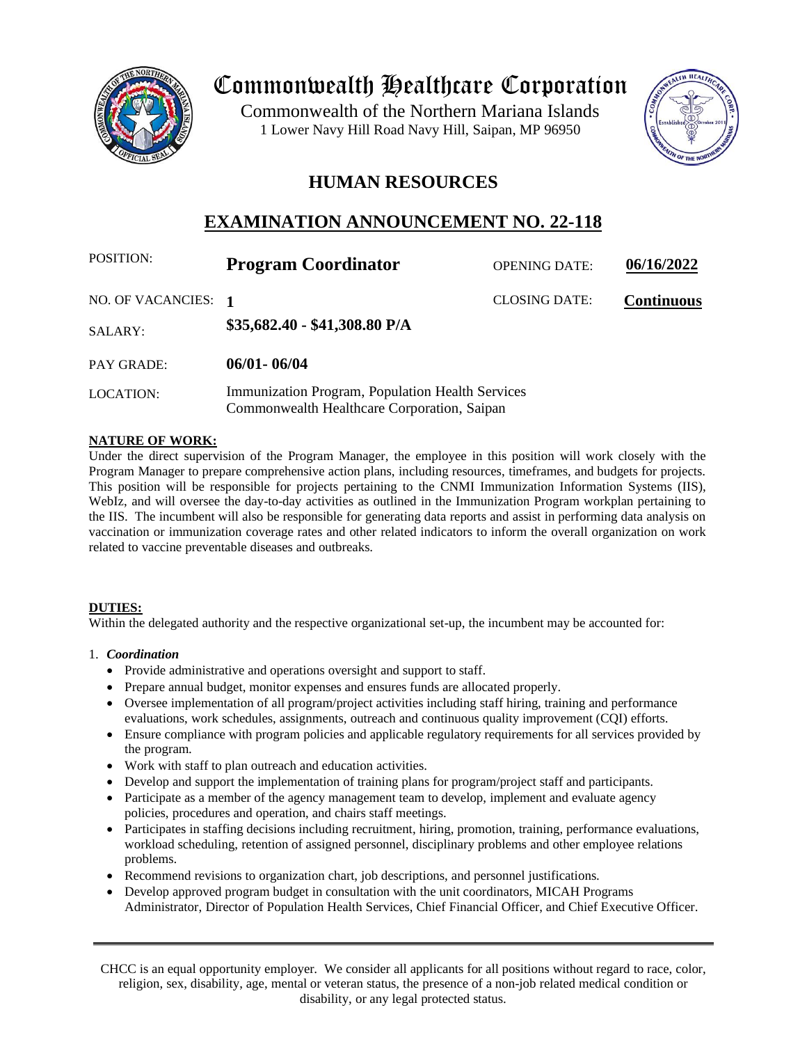# Commonwealth Healthcare Corporation

Commonwealth of the Northern Mariana Islands
1 Lower Navy Hill Road Navy Hill, Saipan, MP 96950

## HUMAN RESOURCES

## EXAMINATION ANNOUNCEMENT NO. 22-118

| | | | |
|---|---|---|---|
| POSITION: | **Program Coordinator** | OPENING DATE: | **06/16/2022** |
| NO. OF VACANCIES: | **1** | CLOSING DATE: | **Continuous** |
| SALARY: | **$35,682.40 - $41,308.80 P/A** | | |
| PAY GRADE: | **06/01- 06/04** | | |
| LOCATION: | Immunization Program, Population Health Services<br>Commonwealth Healthcare Corporation, Saipan | | |

**NATURE OF WORK:**

Under the direct supervision of the Program Manager, the employee in this position will work closely with the Program Manager to prepare comprehensive action plans, including resources, timeframes, and budgets for projects. This position will be responsible for projects pertaining to the CNMI Immunization Information Systems (IIS), WebIz, and will oversee the day-to-day activities as outlined in the Immunization Program workplan pertaining to the IIS. The incumbent will also be responsible for generating data reports and assist in performing data analysis on vaccination or immunization coverage rates and other related indicators to inform the overall organization on work related to vaccine preventable diseases and outbreaks.

**DUTIES:**

Within the delegated authority and the respective organizational set-up, the incumbent may be accounted for:

1. ***Coordination***
   - Provide administrative and operations oversight and support to staff.
   - Prepare annual budget, monitor expenses and ensures funds are allocated properly.
   - Oversee implementation of all program/project activities including staff hiring, training and performance evaluations, work schedules, assignments, outreach and continuous quality improvement (CQI) efforts.
   - Ensure compliance with program policies and applicable regulatory requirements for all services provided by the program.
   - Work with staff to plan outreach and education activities.
   - Develop and support the implementation of training plans for program/project staff and participants.
   - Participate as a member of the agency management team to develop, implement and evaluate agency policies, procedures and operation, and chairs staff meetings.
   - Participates in staffing decisions including recruitment, hiring, promotion, training, performance evaluations, workload scheduling, retention of assigned personnel, disciplinary problems and other employee relations problems.
   - Recommend revisions to organization chart, job descriptions, and personnel justifications.
   - Develop approved program budget in consultation with the unit coordinators, MICAH Programs Administrator, Director of Population Health Services, Chief Financial Officer, and Chief Executive Officer.

CHCC is an equal opportunity employer. We consider all applicants for all positions without regard to race, color, religion, sex, disability, age, mental or veteran status, the presence of a non-job related medical condition or disability, or any legal protected status.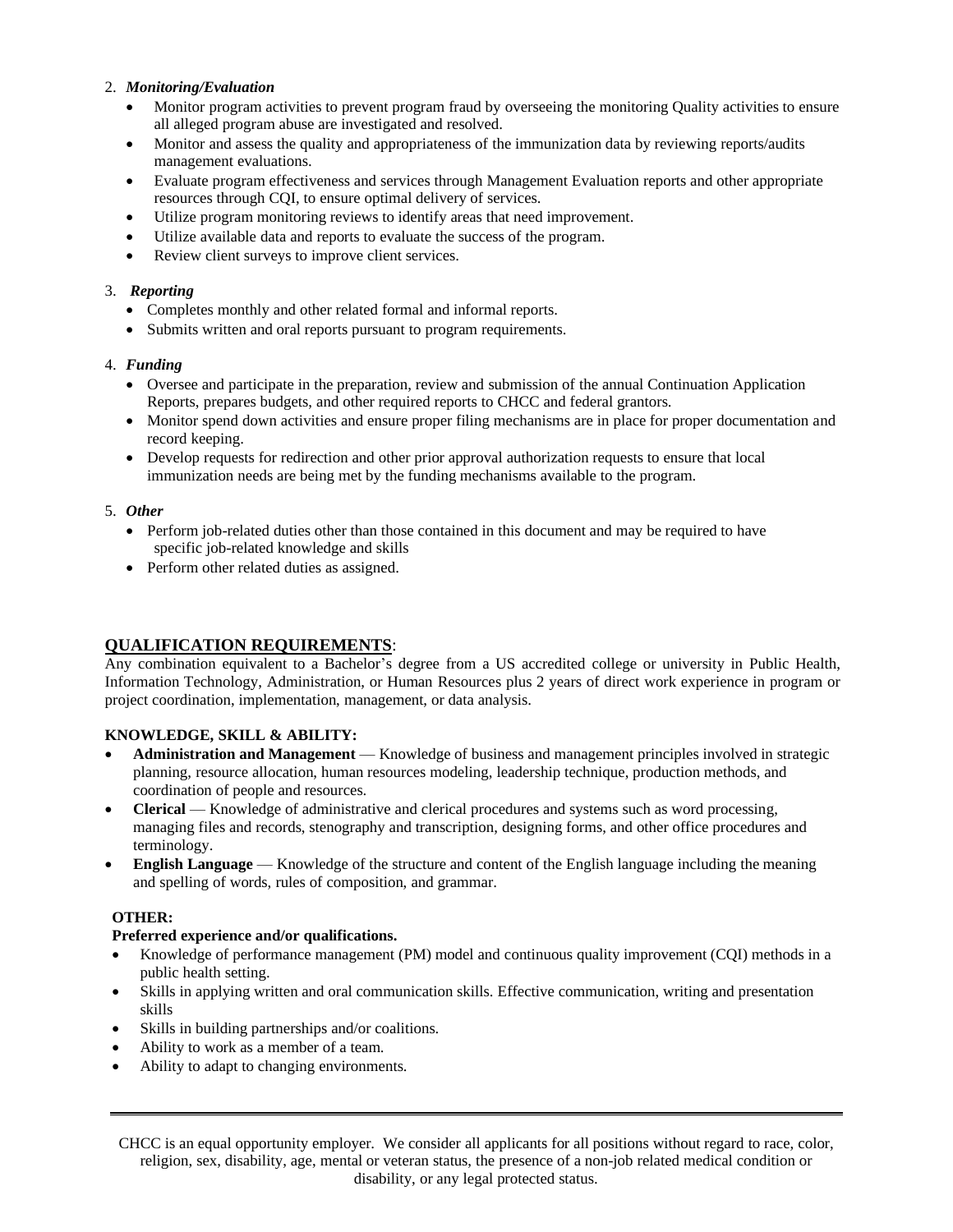2. ***Monitoring/Evaluation***
   - Monitor program activities to prevent program fraud by overseeing the monitoring Quality activities to ensure all alleged program abuse are investigated and resolved.
   - Monitor and assess the quality and appropriateness of the immunization data by reviewing reports/audits management evaluations.
   - Evaluate program effectiveness and services through Management Evaluation reports and other appropriate resources through CQI, to ensure optimal delivery of services.
   - Utilize program monitoring reviews to identify areas that need improvement.
   - Utilize available data and reports to evaluate the success of the program.
   - Review client surveys to improve client services.

3. ***Reporting***
   - Completes monthly and other related formal and informal reports.
   - Submits written and oral reports pursuant to program requirements.

4. ***Funding***
   - Oversee and participate in the preparation, review and submission of the annual Continuation Application Reports, prepares budgets, and other required reports to CHCC and federal grantors.
   - Monitor spend down activities and ensure proper filing mechanisms are in place for proper documentation and record keeping.
   - Develop requests for redirection and other prior approval authorization requests to ensure that local immunization needs are being met by the funding mechanisms available to the program.

5. ***Other***
   - Perform job-related duties other than those contained in this document and may be required to have specific job-related knowledge and skills
   - Perform other related duties as assigned.

## QUALIFICATION REQUIREMENTS:

Any combination equivalent to a Bachelor's degree from a US accredited college or university in Public Health, Information Technology, Administration, or Human Resources plus 2 years of direct work experience in program or project coordination, implementation, management, or data analysis.

**KNOWLEDGE, SKILL & ABILITY:**

- **Administration and Management** — Knowledge of business and management principles involved in strategic planning, resource allocation, human resources modeling, leadership technique, production methods, and coordination of people and resources.
- **Clerical** — Knowledge of administrative and clerical procedures and systems such as word processing, managing files and records, stenography and transcription, designing forms, and other office procedures and terminology.
- **English Language** — Knowledge of the structure and content of the English language including the meaning and spelling of words, rules of composition, and grammar.

**OTHER:**

**Preferred experience and/or qualifications.**

- Knowledge of performance management (PM) model and continuous quality improvement (CQI) methods in a public health setting.
- Skills in applying written and oral communication skills. Effective communication, writing and presentation skills
- Skills in building partnerships and/or coalitions.
- Ability to work as a member of a team.
- Ability to adapt to changing environments.

---

CHCC is an equal opportunity employer. We consider all applicants for all positions without regard to race, color, religion, sex, disability, age, mental or veteran status, the presence of a non-job related medical condition or disability, or any legal protected status.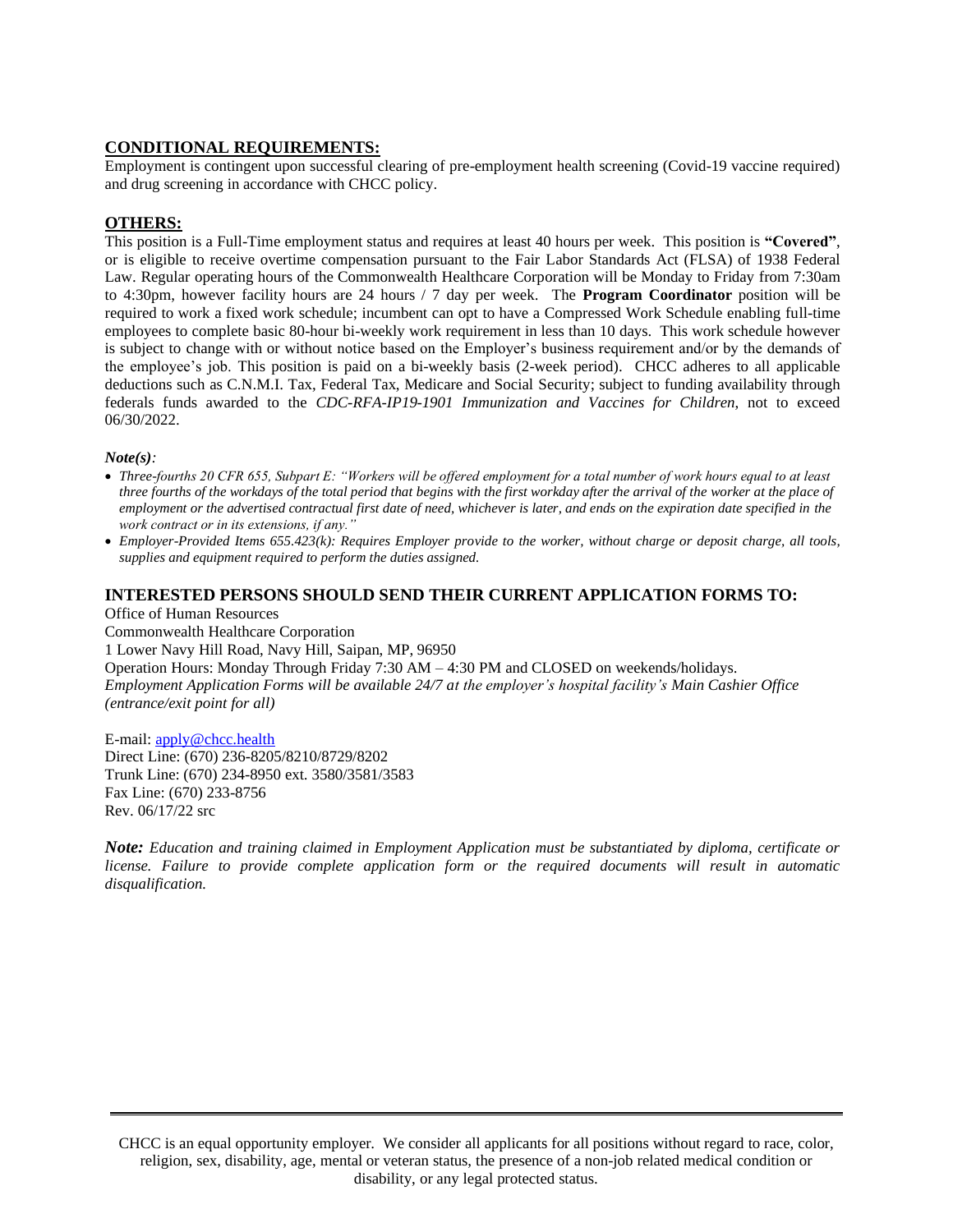## CONDITIONAL REQUIREMENTS:

Employment is contingent upon successful clearing of pre-employment health screening (Covid-19 vaccine required) and drug screening in accordance with CHCC policy.

## OTHERS:

This position is a Full-Time employment status and requires at least 40 hours per week. This position is **"Covered"**, or is eligible to receive overtime compensation pursuant to the Fair Labor Standards Act (FLSA) of 1938 Federal Law. Regular operating hours of the Commonwealth Healthcare Corporation will be Monday to Friday from 7:30am to 4:30pm, however facility hours are 24 hours / 7 day per week. The **Program Coordinator** position will be required to work a fixed work schedule; incumbent can opt to have a Compressed Work Schedule enabling full-time employees to complete basic 80-hour bi-weekly work requirement in less than 10 days. This work schedule however is subject to change with or without notice based on the Employer's business requirement and/or by the demands of the employee's job. This position is paid on a bi-weekly basis (2-week period). CHCC adheres to all applicable deductions such as C.N.M.I. Tax, Federal Tax, Medicare and Social Security; subject to funding availability through federals funds awarded to the *CDC-RFA-IP19-1901 Immunization and Vaccines for Children*, not to exceed 06/30/2022.

***Note(s):***

- *Three-fourths 20 CFR 655, Subpart E: "Workers will be offered employment for a total number of work hours equal to at least three fourths of the workdays of the total period that begins with the first workday after the arrival of the worker at the place of employment or the advertised contractual first date of need, whichever is later, and ends on the expiration date specified in the work contract or in its extensions, if any."*
- *Employer-Provided Items 655.423(k): Requires Employer provide to the worker, without charge or deposit charge, all tools, supplies and equipment required to perform the duties assigned.*

## INTERESTED PERSONS SHOULD SEND THEIR CURRENT APPLICATION FORMS TO:

Office of Human Resources
Commonwealth Healthcare Corporation
1 Lower Navy Hill Road, Navy Hill, Saipan, MP, 96950
Operation Hours: Monday Through Friday 7:30 AM – 4:30 PM and CLOSED on weekends/holidays.
*Employment Application Forms will be available 24/7 at the employer's hospital facility's Main Cashier Office (entrance/exit point for all)*

E-mail: apply@chcc.health
Direct Line: (670) 236-8205/8210/8729/8202
Trunk Line: (670) 234-8950 ext. 3580/3581/3583
Fax Line: (670) 233-8756
Rev. 06/17/22 src

***Note:*** *Education and training claimed in Employment Application must be substantiated by diploma, certificate or license. Failure to provide complete application form or the required documents will result in automatic disqualification.*

---

CHCC is an equal opportunity employer. We consider all applicants for all positions without regard to race, color, religion, sex, disability, age, mental or veteran status, the presence of a non-job related medical condition or disability, or any legal protected status.